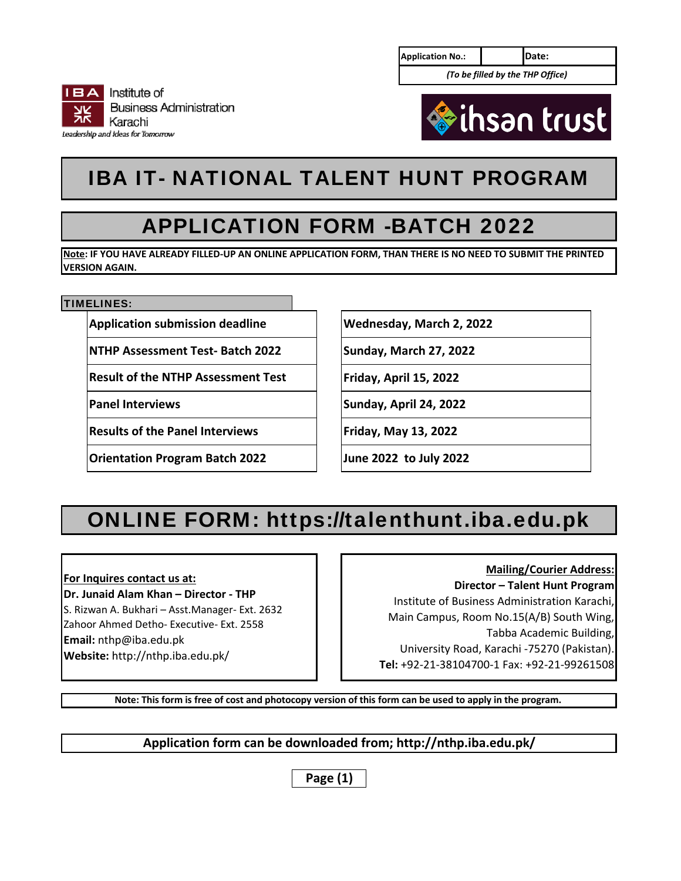| Application No.: | | Date: |
| --- | --- | --- |
| *(To be filled by the THP Office)* | | |

Institute of Business Administration Karachi
*Leadership and Ideas for Tomorrow*

ihsan trust

# IBA IT- NATIONAL TALENT HUNT PROGRAM

## APPLICATION FORM -BATCH 2022

**Note: IF YOU HAVE ALREADY FILLED-UP AN ONLINE APPLICATION FORM, THAN THERE IS NO NEED TO SUBMIT THE PRINTED VERSION AGAIN.**

**TIMELINES:**

| Event | Date |
| --- | --- |
| **Application submission deadline** | **Wednesday, March 2, 2022** |
| **NTHP Assessment Test- Batch 2022** | **Sunday, March 27, 2022** |
| **Result of the NTHP Assessment Test** | **Friday, April 15, 2022** |
| **Panel Interviews** | **Sunday, April 24, 2022** |
| **Results of the Panel Interviews** | **Friday, May 13, 2022** |
| **Orientation Program Batch 2022** | **June 2022 to July 2022** |

## ONLINE FORM: https://talenthunt.iba.edu.pk

**For Inquires contact us at:**
**Dr. Junaid Alam Khan – Director - THP**
S. Rizwan A. Bukhari – Asst.Manager- Ext. 2632
Zahoor Ahmed Detho- Executive- Ext. 2558
**Email:** nthp@iba.edu.pk
**Website:** http://nthp.iba.edu.pk/

**Mailing/Courier Address:**
**Director – Talent Hunt Program**
Institute of Business Administration Karachi,
Main Campus, Room No.15(A/B) South Wing,
Tabba Academic Building,
University Road, Karachi -75270 (Pakistan).
**Tel:** +92-21-38104700-1 Fax: +92-21-99261508

**Note: This form is free of cost and photocopy version of this form can be used to apply in the program.**

**Application form can be downloaded from; http://nthp.iba.edu.pk/**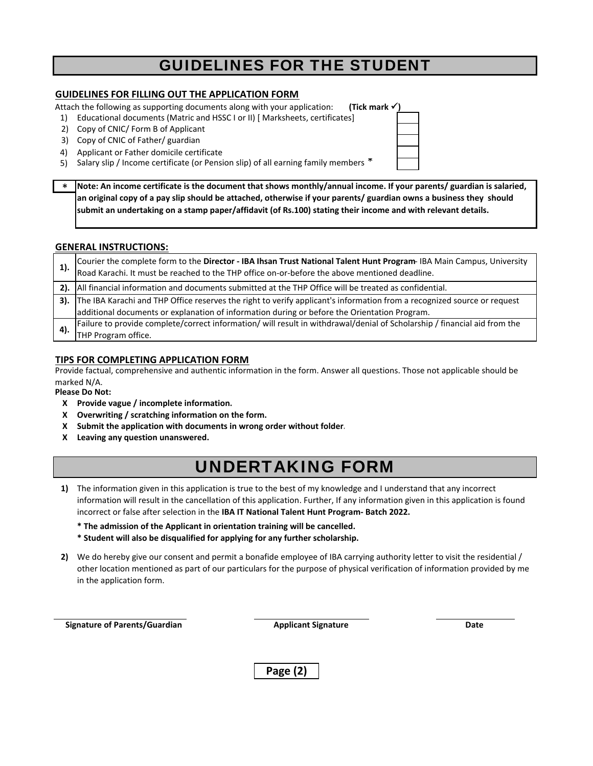# GUIDELINES FOR THE STUDENT

## GUIDELINES FOR FILLING OUT THE APPLICATION FORM

Attach the following as supporting documents along with your application: **(Tick mark ✓)**

| # | Document | ✓ |
|---|---|---|
| 1) | Educational documents (Matric and HSSC I or II) [ Marksheets, certificates] | |
| 2) | Copy of CNIC/ Form B of Applicant | |
| 3) | Copy of CNIC of Father/ guardian | |
| 4) | Applicant or Father domicile certificate | |
| 5) | Salary slip / Income certificate (or Pension slip) of all earning family members * | |

| * | **Note: An income certificate is the document that shows monthly/annual income. If your parents/ guardian is salaried, an original copy of a pay slip should be attached, otherwise if your parents/ guardian owns a business they should submit an undertaking on a stamp paper/affidavit (of Rs.100) stating their income and with relevant details.** |
|---|---|

## GENERAL INSTRUCTIONS:

| | |
|---|---|
| **1).** | Courier the complete form to the **Director - IBA Ihsan Trust National Talent Hunt Program**- IBA Main Campus, University Road Karachi. It must be reached to the THP office on-or-before the above mentioned deadline. |
| **2).** | All financial information and documents submitted at the THP Office will be treated as confidential. |
| **3).** | The IBA Karachi and THP Office reserves the right to verify applicant's information from a recognized source or request additional documents or explanation of information during or before the Orientation Program. |
| **4).** | Failure to provide complete/correct information/ will result in withdrawal/denial of Scholarship / financial aid from the THP Program office. |

## TIPS FOR COMPLETING APPLICATION FORM

Provide factual, comprehensive and authentic information in the form. Answer all questions. Those not applicable should be marked N/A.

**Please Do Not:**

- X **Provide vague / incomplete information.**
- X **Overwriting / scratching information on the form.**
- X **Submit the application with documents in wrong order without folder**.
- X **Leaving any question unanswered.**

# UNDERTAKING FORM

**1)** The information given in this application is true to the best of my knowledge and I understand that any incorrect information will result in the cancellation of this application. Further, If any information given in this application is found incorrect or false after selection in the **IBA IT National Talent Hunt Program- Batch 2022.**

**\* The admission of the Applicant in orientation training will be cancelled.**

**\* Student will also be disqualified for applying for any further scholarship.**

**2)** We do hereby give our consent and permit a bonafide employee of IBA carrying authority letter to visit the residential / other location mentioned as part of our particulars for the purpose of physical verification of information provided by me in the application form.

| ____________________ | ____________________ | ____________________ |
|---|---|---|
| **Signature of Parents/Guardian** | **Applicant Signature** | **Date** |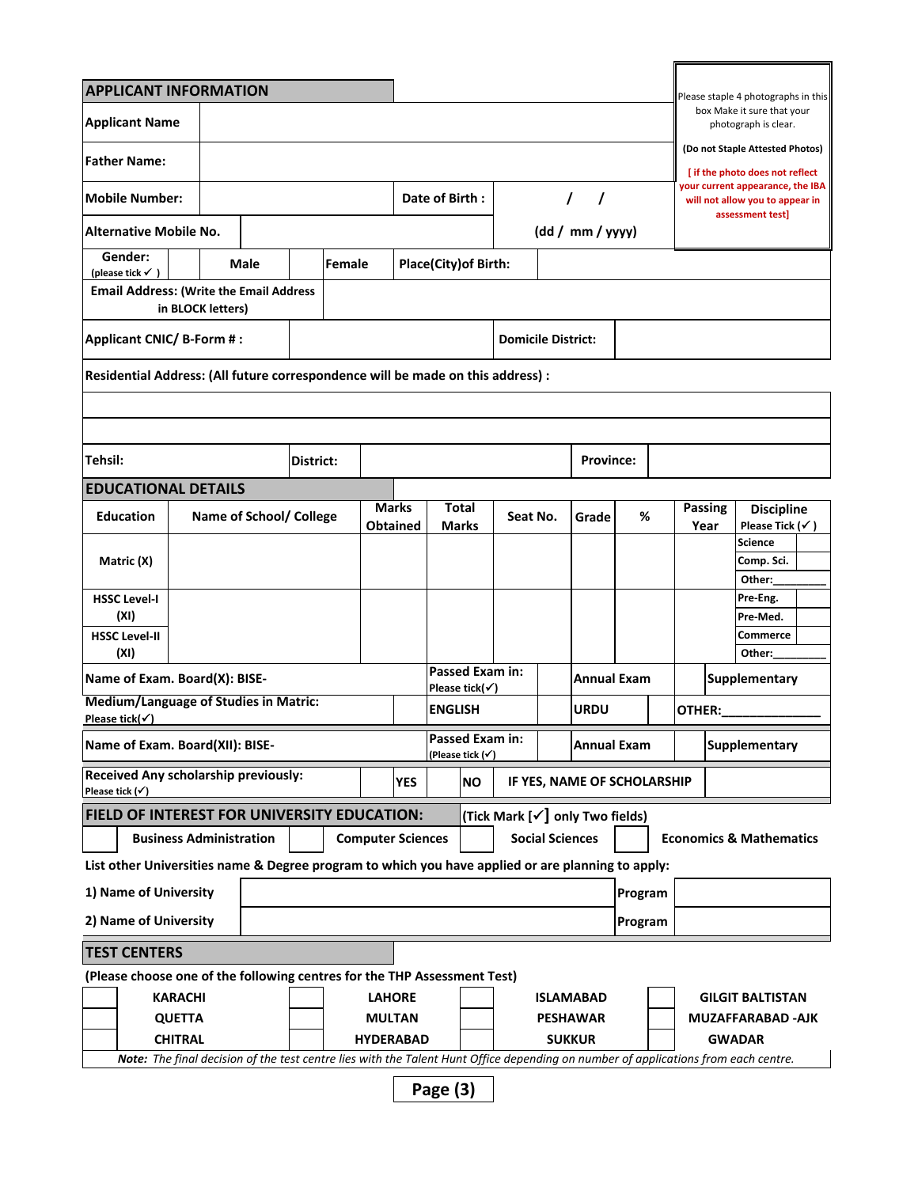## APPLICANT INFORMATION

Please staple 4 photographs in this box Make it sure that your photograph is clear.

**(Do not Staple Attested Photos)**

**[ if the photo does not reflect your current appearance, the IBA will not allow you to appear in assessment test]**

| | | | |
|---|---|---|---|
| **Applicant Name** | | | |
| **Father Name:** | | | |
| **Mobile Number:** | | **Date of Birth :** | / / |
| **Alternative Mobile No.** | | | **(dd / mm / yyyy)** |

| | | | | | | |
|---|---|---|---|---|---|---|
| **Gender:** (please tick ✓ ) | | **Male** | | **Female** | **Place(City)of Birth:** | |
| **Email Address: (Write the Email Address in BLOCK letters)** | | | | | | |
| **Applicant CNIC/ B-Form # :** | | | | **Domicile District:** | | |

**Residential Address: (All future correspondence will be made on this address) :**

| | | | | |
|---|---|---|---|---|
| | | | | |
| | | | | |
| **Tehsil:** | **District:** | | **Province:** | |

## EDUCATIONAL DETAILS

| Education | Name of School/ College | Marks Obtained | Total Marks | Seat No. | Grade | % | Passing Year | Discipline Please Tick (✓ ) |
|---|---|---|---|---|---|---|---|---|
| Matric (X) | | | | | | | | Science / Comp. Sci. / Other:________ |
| HSSC Level-I (XI) | | | | | | | | Pre-Eng. / Pre-Med. |
| HSSC Level-II (XI) | | | | | | | | Commerce / Other:________ |

| | | | | | |
|---|---|---|---|---|---|
| **Name of Exam. Board(X): BISE-** | **Passed Exam in:** Please tick(✓) | | **Annual Exam** | | **Supplementary** |
| **Medium/Language of Studies in Matric:** Please tick(✓) | | **ENGLISH** | | **URDU** | **OTHER:______________** |
| **Name of Exam. Board(XII): BISE-** | **Passed Exam in:** (Please tick (✓) | | **Annual Exam** | | **Supplementary** |
| **Received Any scholarship previously:** Please tick (✓) | | **YES** | | **NO** | **IF YES, NAME OF SCHOLARSHIP** |

## FIELD OF INTEREST FOR UNIVERSITY EDUCATION: (Tick Mark [✓] only Two fields)

| | | | | | | | |
|---|---|---|---|---|---|---|---|
| | **Business Administration** | | **Computer Sciences** | | **Social Sciences** | | **Economics & Mathematics** |

**List other Universities name & Degree program to which you have applied or are planning to apply:**

| | | | |
|---|---|---|---|
| **1) Name of University** | | **Program** | |
| **2) Name of University** | | **Program** | |

## TEST CENTERS

**(Please choose one of the following centres for the THP Assessment Test)**

| | | | | | | | |
|---|---|---|---|---|---|---|---|
| | **KARACHI** | | **LAHORE** | | **ISLAMABAD** | | **GILGIT BALTISTAN** |
| | **QUETTA** | | **MULTAN** | | **PESHAWAR** | | **MUZAFFARABAD -AJK** |
| | **CHITRAL** | | **HYDERABAD** | | **SUKKUR** | | **GWADAR** |

***Note:*** *The final decision of the test centre lies with the Talent Hunt Office depending on number of applications from each centre.*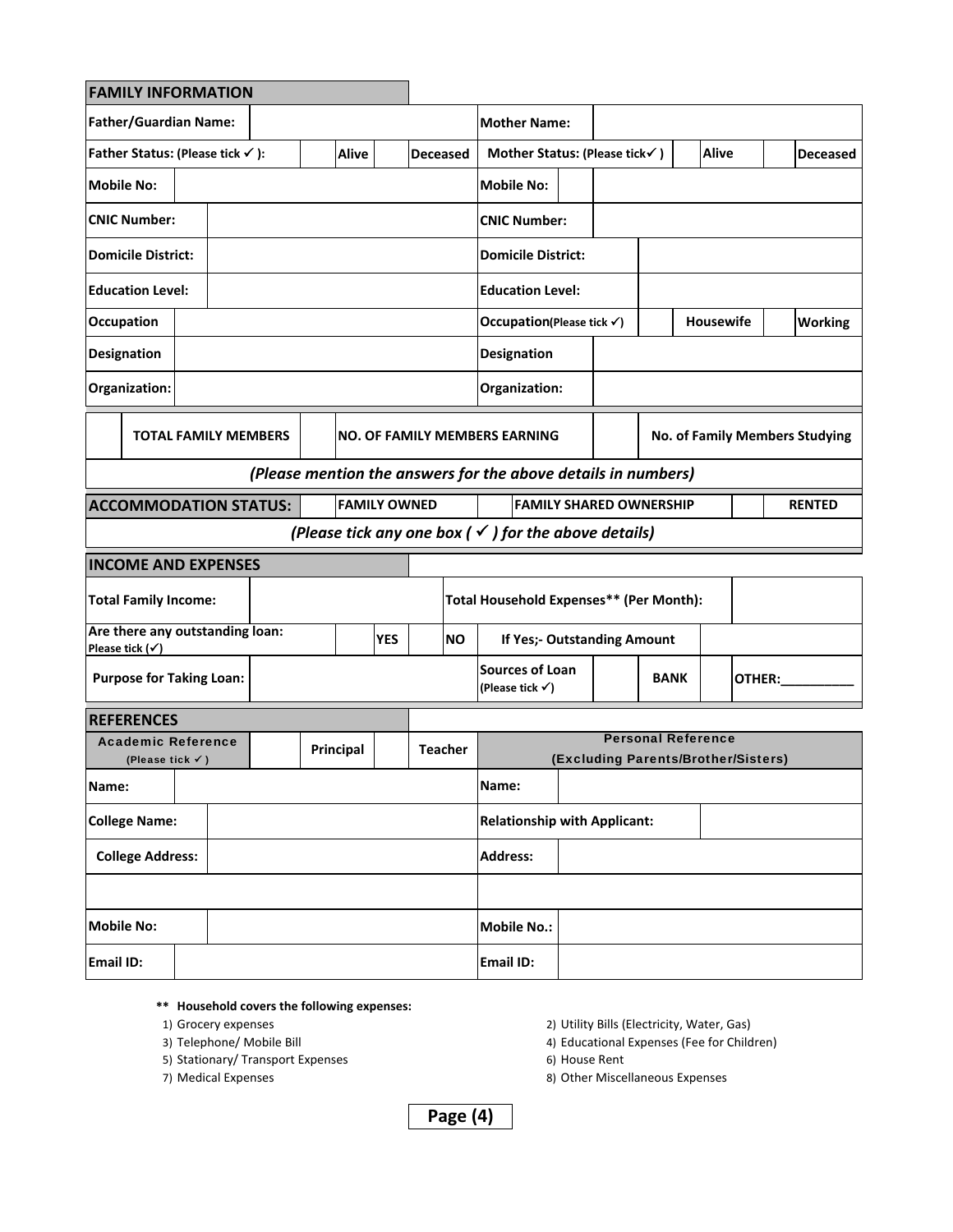## FAMILY INFORMATION

| | | | | | |
|---|---|---|---|---|---|
| **Father/Guardian Name:** | | | **Mother Name:** | | |
| **Father Status: (Please tick ✓):** | **Alive** | **Deceased** | **Mother Status: (Please tick✓)** | **Alive** | **Deceased** |
| **Mobile No:** | | | **Mobile No:** | | |
| **CNIC Number:** | | | **CNIC Number:** | | |
| **Domicile District:** | | | **Domicile District:** | | |
| **Education Level:** | | | **Education Level:** | | |
| **Occupation** | | | **Occupation(Please tick ✓)** | **Housewife** | **Working** |
| **Designation** | | | **Designation** | | |
| **Organization:** | | | **Organization:** | | |

| | | | | | |
|---|---|---|---|---|---|
| | **TOTAL FAMILY MEMBERS** | | **NO. OF FAMILY MEMBERS EARNING** | | **No. of Family Members Studying** |

***(Please mention the answers for the above details in numbers)***

| | | | | | | |
|---|---|---|---|---|---|---|
| **ACCOMMODATION STATUS:** | | **FAMILY OWNED** | | **FAMILY SHARED OWNERSHIP** | | **RENTED** |

***(Please tick any one box ( ✓ ) for the above details)***

## INCOME AND EXPENSES

| | | | | | | |
|---|---|---|---|---|---|---|
| **Total Family Income:** | | | **Total Household Expenses\*\* (Per Month):** | | | |
| **Are there any outstanding loan:** Please tick (✓) | **YES** | **NO** | **If Yes;- Outstanding Amount** | | | |
| **Purpose for Taking Loan:** | | | **Sources of Loan** (Please tick ✓) | | **BANK** | **OTHER:__________** |

## REFERENCES

| | | | | |
|---|---|---|---|---|
| **Academic Reference** (Please tick ✓) | **Principal** | **Teacher** | **Personal Reference (Excluding Parents/Brother/Sisters)** | |
| **Name:** | | | **Name:** | |
| **College Name:** | | | **Relationship with Applicant:** | |
| **College Address:** | | | **Address:** | |
| | | | | |
| **Mobile No:** | | | **Mobile No.:** | |
| **Email ID:** | | | **Email ID:** | |

**\*\* Household covers the following expenses:**

1) Grocery expenses
2) Utility Bills (Electricity, Water, Gas)
3) Telephone/ Mobile Bill
4) Educational Expenses (Fee for Children)
5) Stationary/ Transport Expenses
6) House Rent
7) Medical Expenses
8) Other Miscellaneous Expenses